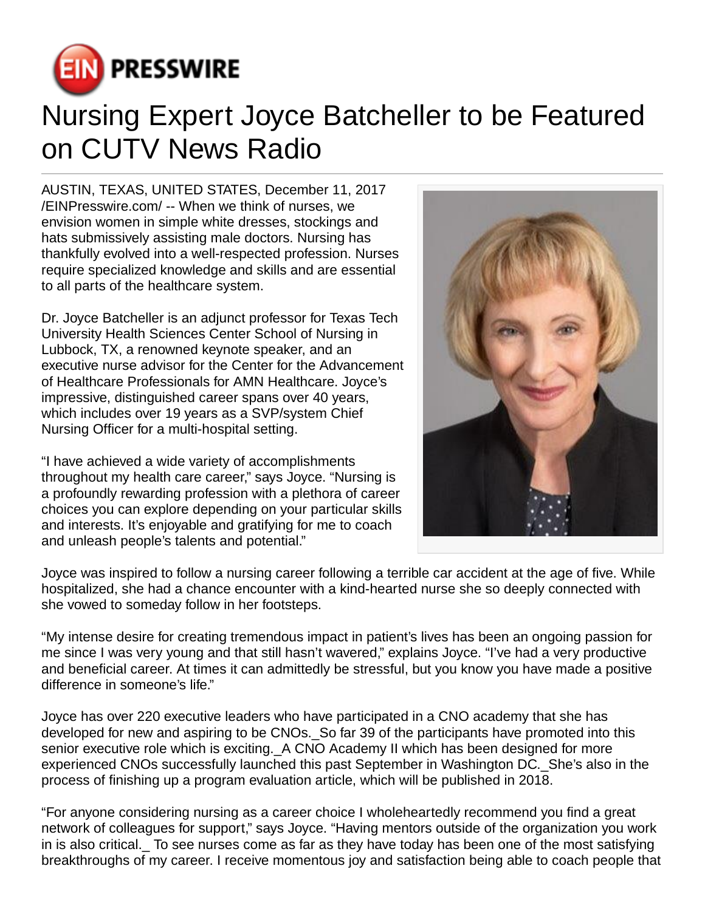# Nursing Expert Joyce Batcheller to be Featured on CUTV News Radio

AUSTIN, TEXAS, UNITED STATES, December 11, 2017 /EINPresswire.com/ -- When we think of nurses, we envision women in simple white dresses, stockings and hats submissively assisting male doctors. Nursing has thankfully evolved into a well-respected profession. Nurses require specialized knowledge and skills and are essential to all parts of the healthcare system.

Dr. Joyce Batcheller is an adjunct professor for Texas Tech University Health Sciences Center School of Nursing in Lubbock, TX, a renowned keynote speaker, and an executive nurse advisor for the Center for the Advancement of Healthcare Professionals for AMN Healthcare. Joyce's impressive, distinguished career spans over 40 years, which includes over 19 years as a SVP/system Chief Nursing Officer for a multi-hospital setting.

"I have achieved a wide variety of accomplishments throughout my health care career," says Joyce. "Nursing is a profoundly rewarding profession with a plethora of career choices you can explore depending on your particular skills and interests. It's enjoyable and gratifying for me to coach and unleash people's talents and potential."

Joyce was inspired to follow a nursing career following a terrible car accident at the age of five. While hospitalized, she had a chance encounter with a kind-hearted nurse she so deeply connected with she vowed to someday follow in her footsteps.

"My intense desire for creating tremendous impact in patient's lives has been an ongoing passion for me since I was very young and that still hasn't wavered," explains Joyce. "I've had a very productive and beneficial career. At times it can admittedly be stressful, but you know you have made a positive difference in someone's life."

Joyce has over 220 executive leaders who have participated in a CNO academy that she has developed for new and aspiring to be CNOs._So far 39 of the participants have promoted into this senior executive role which is exciting._A CNO Academy II which has been designed for more experienced CNOs successfully launched this past September in Washington DC._She's also in the process of finishing up a program evaluation article, which will be published in 2018.

"For anyone considering nursing as a career choice I wholeheartedly recommend you find a great network of colleagues for support," says Joyce. "Having mentors outside of the organization you work in is also critical._ To see nurses come as far as they have today has been one of the most satisfying breakthroughs of my career. I receive momentous joy and satisfaction being able to coach people that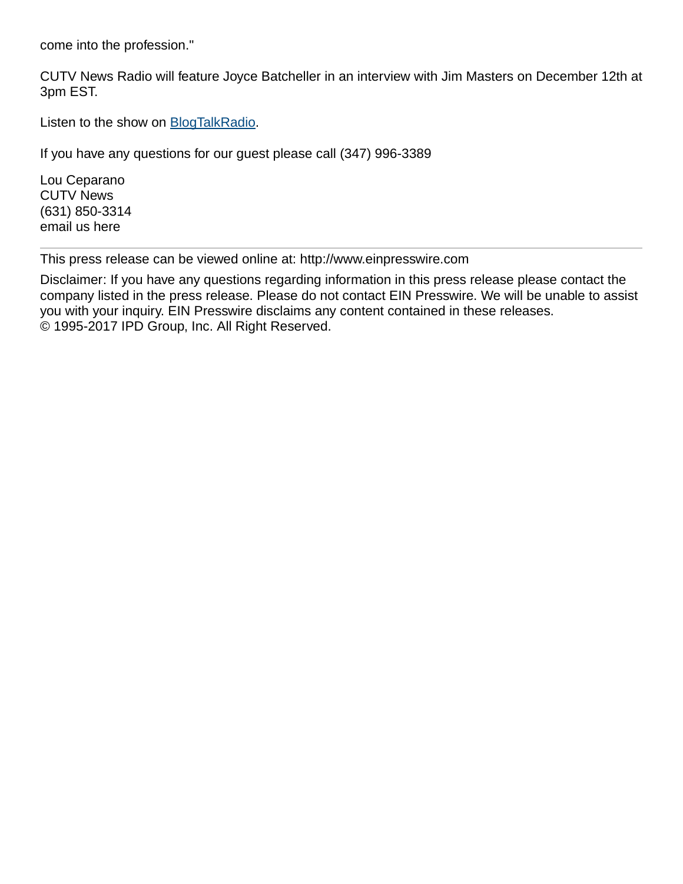come into the profession."

CUTV News Radio will feature Joyce Batcheller in an interview with Jim Masters on December 12th at 3pm EST.

Listen to the show on [BlogTalkRadio](BlogTalkRadio).

If you have any questions for our guest please call (347) 996-3389

Lou Ceparano
CUTV News
(631) 850-3314
email us here

---

This press release can be viewed online at: http://www.einpresswire.com

Disclaimer: If you have any questions regarding information in this press release please contact the company listed in the press release. Please do not contact EIN Presswire. We will be unable to assist you with your inquiry. EIN Presswire disclaims any content contained in these releases.
© 1995-2017 IPD Group, Inc. All Right Reserved.